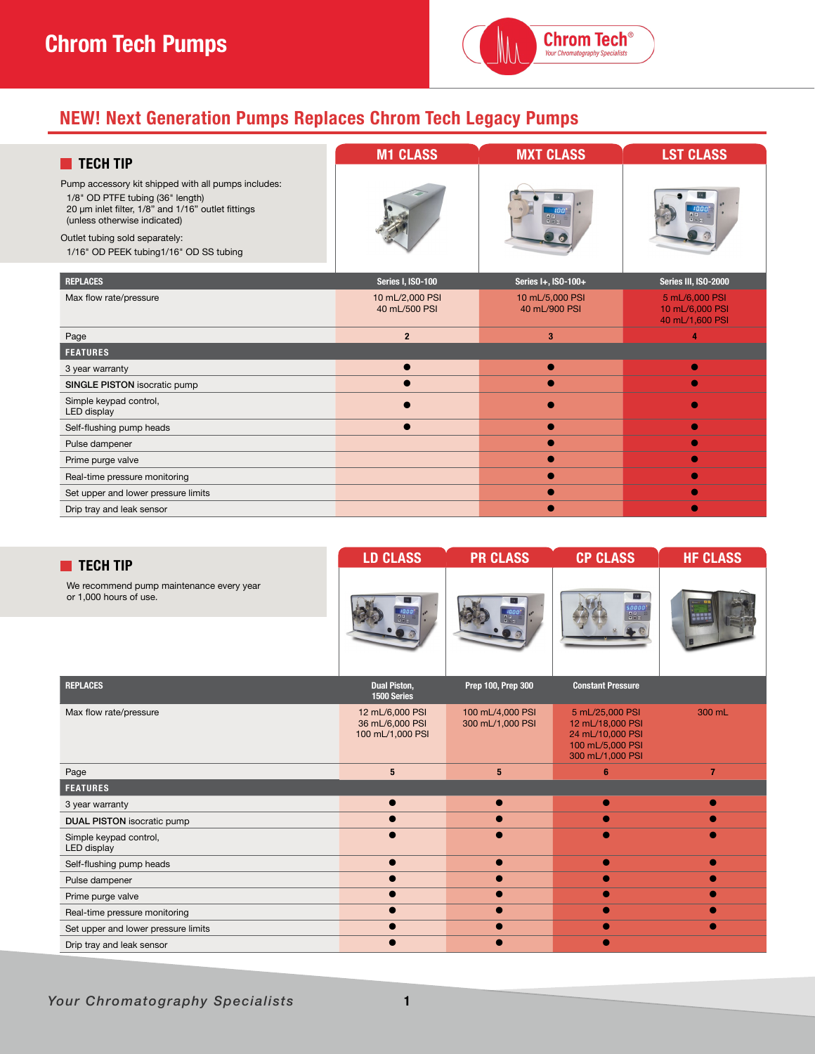# Chrom Tech Pumps

## NEW! Next Generation Pumps Replaces Chrom Tech Legacy Pumps

### TECH TIP

Pump accessory kit shipped with all pumps includes:
- 1/8" OD PTFE tubing (36" length)
- 20 µm inlet filter, 1/8" and 1/16" outlet fittings (unless otherwise indicated)

Outlet tubing sold separately:
- 1/16" OD PEEK tubing1/16" OD SS tubing

| | M1 CLASS | MXT CLASS | LST CLASS |
|---|---|---|---|
| **REPLACES** | Series I, ISO-100 | Series I+, ISO-100+ | Series III, ISO-2000 |
| Max flow rate/pressure | 10 mL/2,000 PSI<br>40 mL/500 PSI | 10 mL/5,000 PSI<br>40 mL/900 PSI | 5 mL/6,000 PSI<br>10 mL/6,000 PSI<br>40 mL/1,600 PSI |
| Page | 2 | 3 | 4 |
| **FEATURES** | | | |
| 3 year warranty | ● | ● | ● |
| **SINGLE PISTON** isocratic pump | ● | ● | ● |
| Simple keypad control, LED display | ● | ● | ● |
| Self-flushing pump heads | ● | ● | ● |
| Pulse dampener | | ● | ● |
| Prime purge valve | | ● | ● |
| Real-time pressure monitoring | | ● | ● |
| Set upper and lower pressure limits | | ● | ● |
| Drip tray and leak sensor | | ● | ● |

### TECH TIP

We recommend pump maintenance every year or 1,000 hours of use.

| | LD CLASS | PR CLASS | CP CLASS | HF CLASS |
|---|---|---|---|---|
| **REPLACES** | Dual Piston, 1500 Series | Prep 100, Prep 300 | Constant Pressure | |
| Max flow rate/pressure | 12 mL/6,000 PSI<br>36 mL/6,000 PSI<br>100 mL/1,000 PSI | 100 mL/4,000 PSI<br>300 mL/1,000 PSI | 5 mL/25,000 PSI<br>12 mL/18,000 PSI<br>24 mL/10,000 PSI<br>100 mL/5,000 PSI<br>300 mL/1,000 PSI | 300 mL |
| Page | 5 | 5 | 6 | 7 |
| **FEATURES** | | | | |
| 3 year warranty | ● | ● | ● | ● |
| **DUAL PISTON** isocratic pump | ● | ● | ● | ● |
| Simple keypad control, LED display | ● | ● | ● | ● |
| Self-flushing pump heads | ● | ● | ● | ● |
| Pulse dampener | ● | ● | ● | ● |
| Prime purge valve | ● | ● | ● | ● |
| Real-time pressure monitoring | ● | ● | ● | ● |
| Set upper and lower pressure limits | ● | ● | ● | ● |
| Drip tray and leak sensor | ● | ● | ● | |

*Your Chromatography Specialists*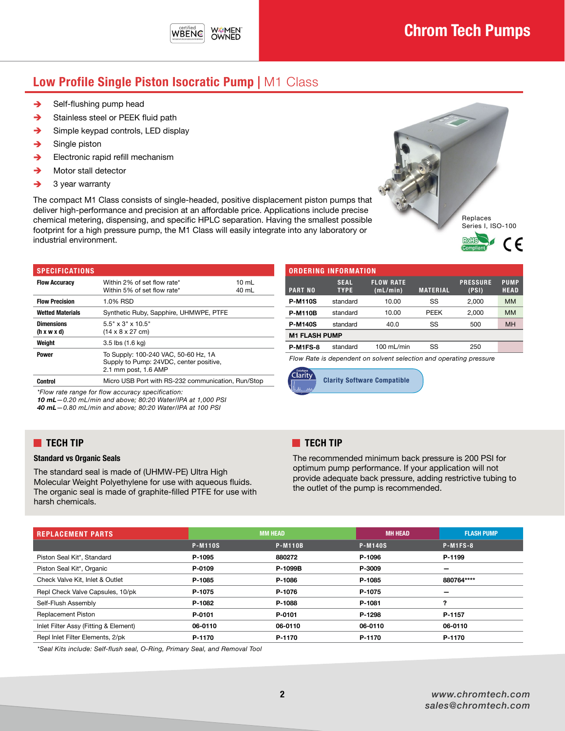# Chrom Tech Pumps

## Low Profile Single Piston Isocratic Pump | M1 Class

- Self-flushing pump head
- Stainless steel or PEEK fluid path
- Simple keypad controls, LED display
- Single piston
- Electronic rapid refill mechanism
- Motor stall detector
- 3 year warranty

The compact M1 Class consists of single-headed, positive displacement piston pumps that deliver high-performance and precision at an affordable price. Applications include precise chemical metering, dispensing, and specific HPLC separation. Having the smallest possible footprint for a high pressure pump, the M1 Class will easily integrate into any laboratory or industrial environment.

Replaces Series I, ISO-100

RoHS Compliant

### SPECIFICATIONS

| | | |
|---|---|---|
| **Flow Accuracy** | Within 2% of set flow rate* | 10 mL |
| | Within 5% of set flow rate* | 40 mL |
| **Flow Precision** | 1.0% RSD | |
| **Wetted Materials** | Synthetic Ruby, Sapphire, UHMWPE, PTFE | |
| **Dimensions (h x w x d)** | 5.5" x 3" x 10.5" (14 x 8 x 27 cm) | |
| **Weight** | 3.5 lbs (1.6 kg) | |
| **Power** | To Supply: 100-240 VAC, 50-60 Hz, 1A<br>Supply to Pump: 24VDC, center positive, 2.1 mm post, 1.6 AMP | |
| **Control** | Micro USB Port with RS-232 communication, Run/Stop | |

*Flow rate range for flow accuracy specification:*
***10 mL****—0.20 mL/min and above; 80:20 Water/IPA at 1,000 PSI*
***40 mL****—0.80 mL/min and above; 80:20 Water/IPA at 100 PSI*

### ORDERING INFORMATION

| PART NO | SEAL TYPE | FLOW RATE (mL/min) | MATERIAL | PRESSURE (PSI) | PUMP HEAD |
|---|---|---|---|---|---|
| **P-M110S** | standard | 10.00 | SS | 2,000 | MM |
| **P-M110B** | standard | 10.00 | PEEK | 2,000 | MM |
| **P-M140S** | standard | 40.0 | SS | 500 | MH |
| **M1 FLASH PUMP** | | | | | |
| **P-M1FS-8** | standard | 100 mL/min | SS | 250 | |

*Flow Rate is dependent on solvent selection and operating pressure*

Clarity Software Compatible

### TECH TIP

**Standard vs Organic Seals**

The standard seal is made of (UHMW-PE) Ultra High Molecular Weight Polyethylene for use with aqueous fluids. The organic seal is made of graphite-filled PTFE for use with harsh chemicals.

### TECH TIP

The recommended minimum back pressure is 200 PSI for optimum pump performance. If your application will not provide adequate back pressure, adding restrictive tubing to the outlet of the pump is recommended.

### REPLACEMENT PARTS

| REPLACEMENT PARTS | MM HEAD | | MH HEAD | FLASH PUMP |
|---|---|---|---|---|
| | P-M110S | P-M110B | P-M140S | P-M1FS-8 |
| Piston Seal Kit*, Standard | **P-1095** | **880272** | **P-1096** | **P-1199** |
| Piston Seal Kit*, Organic | **P-0109** | **P-1099B** | **P-3009** | **—** |
| Check Valve Kit, Inlet & Outlet | **P-1085** | **P-1086** | **P-1085** | **880764\*\*\*\*** |
| Repl Check Valve Capsules, 10/pk | **P-1075** | **P-1076** | **P-1075** | **—** |
| Self-Flush Assembly | **P-1082** | **P-1088** | **P-1081** | **?** |
| Replacement Piston | **P-0101** | **P-0101** | **P-1298** | **P-1157** |
| Inlet Filter Assy (Fitting & Element) | **06-0110** | **06-0110** | **06-0110** | **06-0110** |
| Repl Inlet Filter Elements, 2/pk | **P-1170** | **P-1170** | **P-1170** | **P-1170** |

*\*Seal Kits include: Self-flush seal, O-Ring, Primary Seal, and Removal Tool*

www.chromtech.com
sales@chromtech.com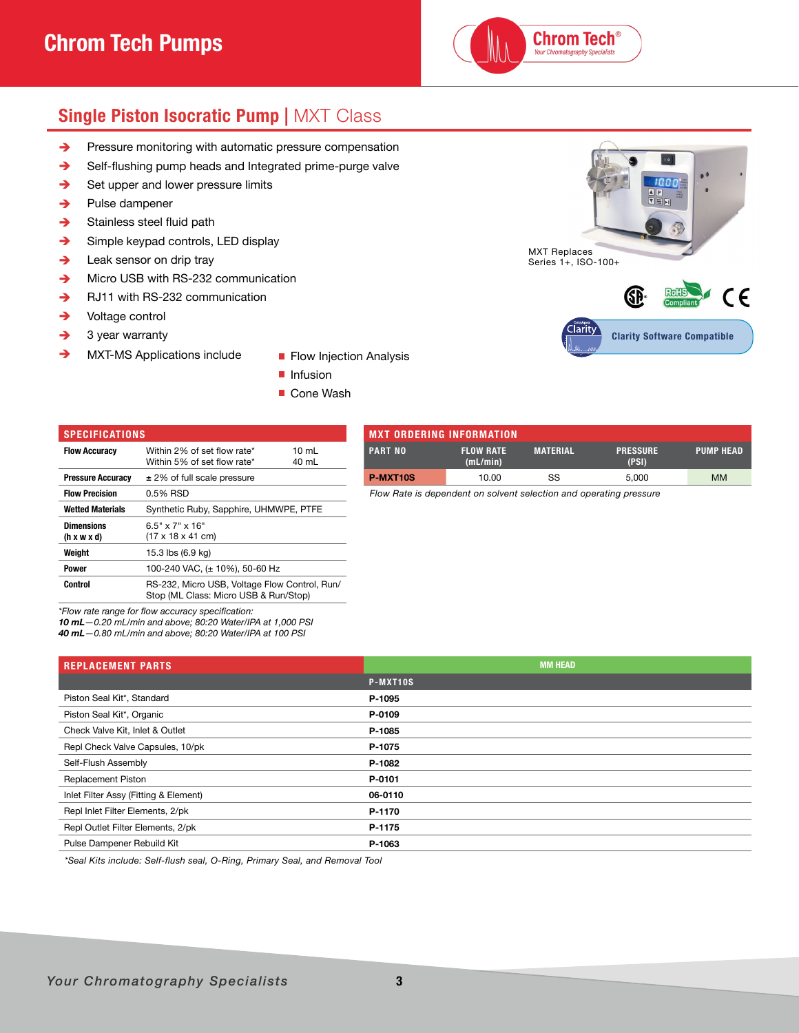# Chrom Tech Pumps

## Single Piston Isocratic Pump | MXT Class

- Pressure monitoring with automatic pressure compensation
- Self-flushing pump heads and Integrated prime-purge valve
- Set upper and lower pressure limits
- Pulse dampener
- Stainless steel fluid path
- Simple keypad controls, LED display
- Leak sensor on drip tray
- Micro USB with RS-232 communication
- RJ11 with RS-232 communication
- Voltage control
- 3 year warranty
- MXT-MS Applications include
  - Flow Injection Analysis
  - Infusion
  - Cone Wash

MXT Replaces Series 1+, ISO-100+

Clarity Software Compatible

### SPECIFICATIONS

| | | |
|---|---|---|
| **Flow Accuracy** | Within 2% of set flow rate*<br>Within 5% of set flow rate* | 10 mL<br>40 mL |
| **Pressure Accuracy** | ± 2% of full scale pressure | |
| **Flow Precision** | 0.5% RSD | |
| **Wetted Materials** | Synthetic Ruby, Sapphire, UHMWPE, PTFE | |
| **Dimensions (h x w x d)** | 6.5" x 7" x 16"<br>(17 x 18 x 41 cm) | |
| **Weight** | 15.3 lbs (6.9 kg) | |
| **Power** | 100-240 VAC, (± 10%), 50-60 Hz | |
| **Control** | RS-232, Micro USB, Voltage Flow Control, Run/Stop (ML Class: Micro USB & Run/Stop) | |

*Flow rate range for flow accuracy specification:*
***10 mL****—0.20 mL/min and above; 80:20 Water/IPA at 1,000 PSI*
***40 mL****—0.80 mL/min and above; 80:20 Water/IPA at 100 PSI*

### MXT ORDERING INFORMATION

| PART NO | FLOW RATE (mL/min) | MATERIAL | PRESSURE (PSI) | PUMP HEAD |
|---|---|---|---|---|
| **P-MXT10S** | 10.00 | SS | 5,000 | MM |

*Flow Rate is dependent on solvent selection and operating pressure*

### REPLACEMENT PARTS

| REPLACEMENT PARTS | MM HEAD |
|---|---|
| | **P-MXT10S** |
| Piston Seal Kit*, Standard | **P-1095** |
| Piston Seal Kit*, Organic | **P-0109** |
| Check Valve Kit, Inlet & Outlet | **P-1085** |
| Repl Check Valve Capsules, 10/pk | **P-1075** |
| Self-Flush Assembly | **P-1082** |
| Replacement Piston | **P-0101** |
| Inlet Filter Assy (Fitting & Element) | **06-0110** |
| Repl Inlet Filter Elements, 2/pk | **P-1170** |
| Repl Outlet Filter Elements, 2/pk | **P-1175** |
| Pulse Dampener Rebuild Kit | **P-1063** |

*\*Seal Kits include: Self-flush seal, O-Ring, Primary Seal, and Removal Tool*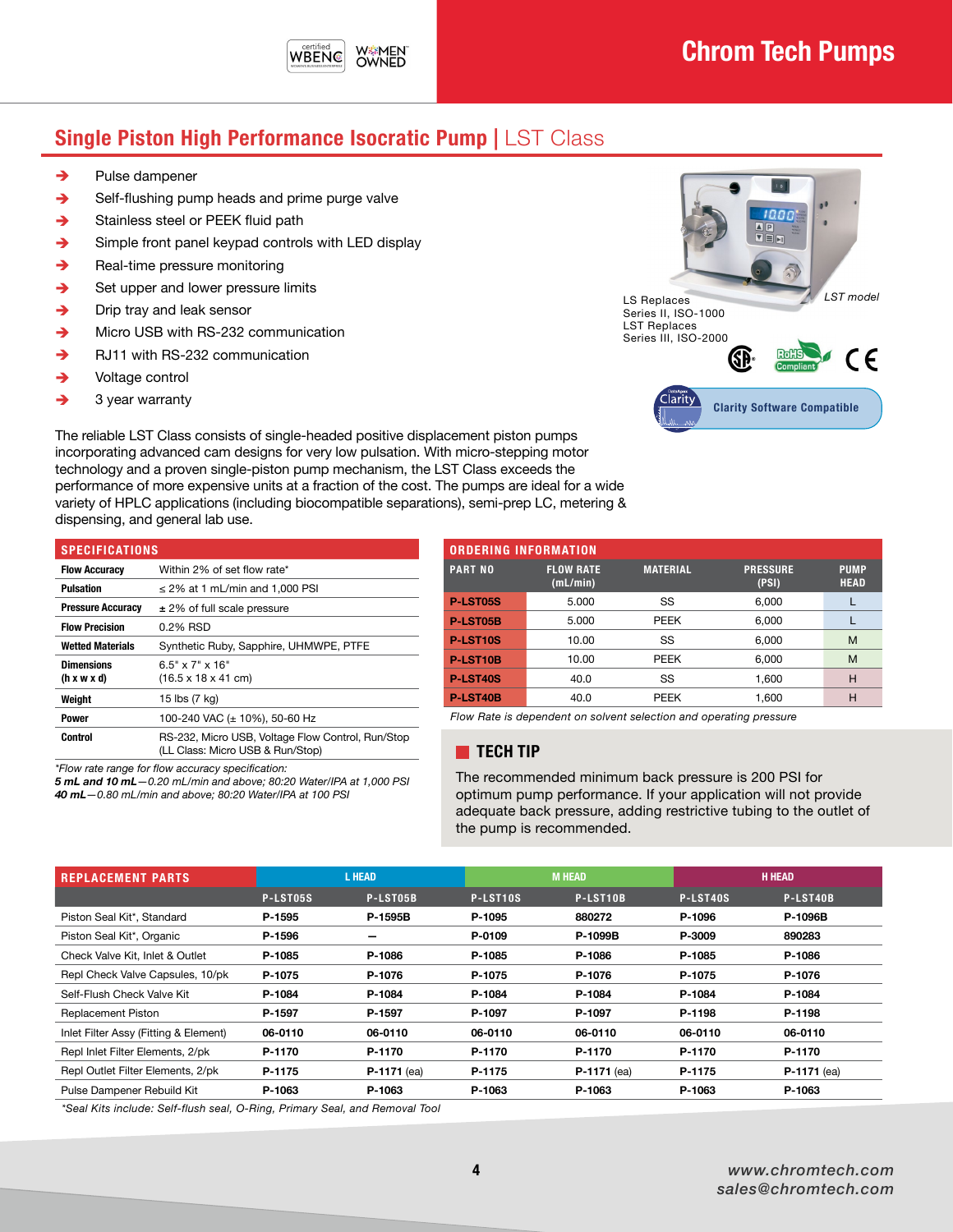# Chrom Tech Pumps

## Single Piston High Performance Isocratic Pump | LST Class

- Pulse dampener
- Self-flushing pump heads and prime purge valve
- Stainless steel or PEEK fluid path
- Simple front panel keypad controls with LED display
- Real-time pressure monitoring
- Set upper and lower pressure limits
- Drip tray and leak sensor
- Micro USB with RS-232 communication
- RJ11 with RS-232 communication
- Voltage control
- 3 year warranty

*LST model*

LS Replaces Series II, ISO-1000
LST Replaces Series III, ISO-2000

Clarity Software Compatible

The reliable LST Class consists of single-headed positive displacement piston pumps incorporating advanced cam designs for very low pulsation. With micro-stepping motor technology and a proven single-piston pump mechanism, the LST Class exceeds the performance of more expensive units at a fraction of the cost. The pumps are ideal for a wide variety of HPLC applications (including biocompatible separations), semi-prep LC, metering & dispensing, and general lab use.

### SPECIFICATIONS

| | |
|---|---|
| **Flow Accuracy** | Within 2% of set flow rate* |
| **Pulsation** | ≤ 2% at 1 mL/min and 1,000 PSI |
| **Pressure Accuracy** | ± 2% of full scale pressure |
| **Flow Precision** | 0.2% RSD |
| **Wetted Materials** | Synthetic Ruby, Sapphire, UHMWPE, PTFE |
| **Dimensions (h x w x d)** | 6.5" x 7" x 16" (16.5 x 18 x 41 cm) |
| **Weight** | 15 lbs (7 kg) |
| **Power** | 100-240 VAC (± 10%), 50-60 Hz |
| **Control** | RS-232, Micro USB, Voltage Flow Control, Run/Stop (LL Class: Micro USB & Run/Stop) |

*Flow rate range for flow accuracy specification:*
***5 mL and 10 mL****—0.20 mL/min and above; 80:20 Water/IPA at 1,000 PSI*
***40 mL****—0.80 mL/min and above; 80:20 Water/IPA at 100 PSI*

### ORDERING INFORMATION

| PART NO | FLOW RATE (mL/min) | MATERIAL | PRESSURE (PSI) | PUMP HEAD |
|---|---|---|---|---|
| P-LST05S | 5.000 | SS | 6,000 | L |
| P-LST05B | 5.000 | PEEK | 6,000 | L |
| P-LST10S | 10.00 | SS | 6,000 | M |
| P-LST10B | 10.00 | PEEK | 6,000 | M |
| P-LST40S | 40.0 | SS | 1,600 | H |
| P-LST40B | 40.0 | PEEK | 1,600 | H |

*Flow Rate is dependent on solvent selection and operating pressure*

### TECH TIP

The recommended minimum back pressure is 200 PSI for optimum pump performance. If your application will not provide adequate back pressure, adding restrictive tubing to the outlet of the pump is recommended.

### REPLACEMENT PARTS

| REPLACEMENT PARTS | L HEAD | | M HEAD | | H HEAD | |
|---|---|---|---|---|---|---|
| | P-LST05S | P-LST05B | P-LST10S | P-LST10B | P-LST40S | P-LST40B |
| Piston Seal Kit*, Standard | P-1595 | P-1595B | P-1095 | 880272 | P-1096 | P-1096B |
| Piston Seal Kit*, Organic | P-1596 | — | P-0109 | P-1099B | P-3009 | 890283 |
| Check Valve Kit, Inlet & Outlet | P-1085 | P-1086 | P-1085 | P-1086 | P-1085 | P-1086 |
| Repl Check Valve Capsules, 10/pk | P-1075 | P-1076 | P-1075 | P-1076 | P-1075 | P-1076 |
| Self-Flush Check Valve Kit | P-1084 | P-1084 | P-1084 | P-1084 | P-1084 | P-1084 |
| Replacement Piston | P-1597 | P-1597 | P-1097 | P-1097 | P-1198 | P-1198 |
| Inlet Filter Assy (Fitting & Element) | 06-0110 | 06-0110 | 06-0110 | 06-0110 | 06-0110 | 06-0110 |
| Repl Inlet Filter Elements, 2/pk | P-1170 | P-1170 | P-1170 | P-1170 | P-1170 | P-1170 |
| Repl Outlet Filter Elements, 2/pk | P-1175 | P-1171 (ea) | P-1175 | P-1171 (ea) | P-1175 | P-1171 (ea) |
| Pulse Dampener Rebuild Kit | P-1063 | P-1063 | P-1063 | P-1063 | P-1063 | P-1063 |

*\*Seal Kits include: Self-flush seal, O-Ring, Primary Seal, and Removal Tool*

www.chromtech.com
sales@chromtech.com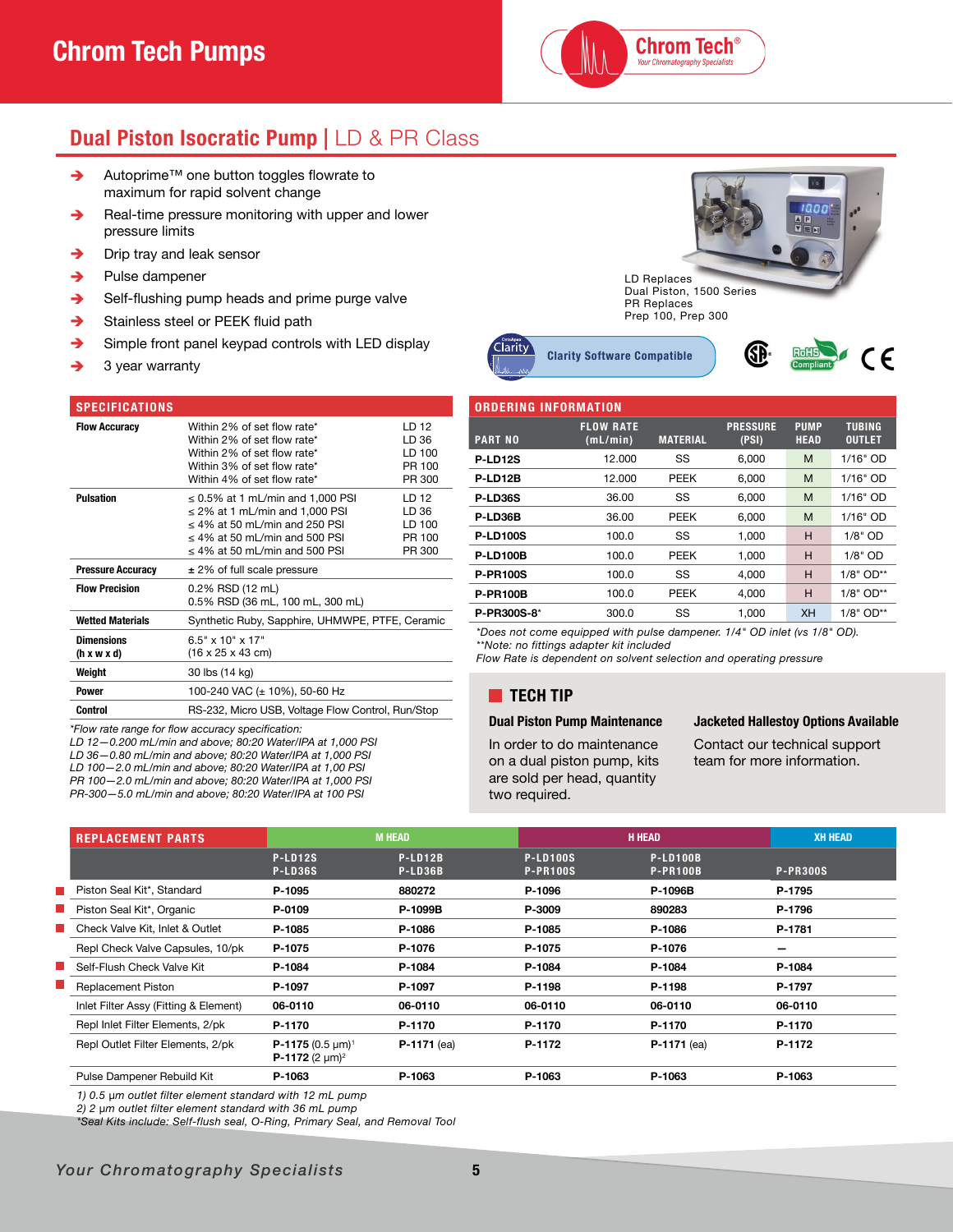# Chrom Tech Pumps

## Dual Piston Isocratic Pump | LD & PR Class

- Autoprime™ one button toggles flowrate to maximum for rapid solvent change
- Real-time pressure monitoring with upper and lower pressure limits
- Drip tray and leak sensor
- Pulse dampener
- Self-flushing pump heads and prime purge valve
- Stainless steel or PEEK fluid path
- Simple front panel keypad controls with LED display
- 3 year warranty

LD Replaces
Dual Piston, 1500 Series
PR Replaces
Prep 100, Prep 300

Clarity Software Compatible

### SPECIFICATIONS

| | | |
|---|---|---|
| **Flow Accuracy** | Within 2% of set flow rate*<br>Within 2% of set flow rate*<br>Within 2% of set flow rate*<br>Within 3% of set flow rate*<br>Within 4% of set flow rate* | LD 12<br>LD 36<br>LD 100<br>PR 100<br>PR 300 |
| **Pulsation** | ≤ 0.5% at 1 mL/min and 1,000 PSI<br>≤ 2% at 1 mL/min and 1,000 PSI<br>≤ 4% at 50 mL/min and 250 PSI<br>≤ 4% at 50 mL/min and 500 PSI<br>≤ 4% at 50 mL/min and 500 PSI | LD 12<br>LD 36<br>LD 100<br>PR 100<br>PR 300 |
| **Pressure Accuracy** | ± 2% of full scale pressure | |
| **Flow Precision** | 0.2% RSD (12 mL)<br>0.5% RSD (36 mL, 100 mL, 300 mL) | |
| **Wetted Materials** | Synthetic Ruby, Sapphire, UHMWPE, PTFE, Ceramic | |
| **Dimensions (h x w x d)** | 6.5" x 10" x 17"<br>(16 x 25 x 43 cm) | |
| **Weight** | 30 lbs (14 kg) | |
| **Power** | 100-240 VAC (± 10%), 50-60 Hz | |
| **Control** | RS-232, Micro USB, Voltage Flow Control, Run/Stop | |

*\*Flow rate range for flow accuracy specification:*
*LD 12—0.200 mL/min and above; 80:20 Water/IPA at 1,000 PSI*
*LD 36—0.80 mL/min and above; 80:20 Water/IPA at 1,000 PSI*
*LD 100—2.0 mL/min and above; 80:20 Water/IPA at 1,00 PSI*
*PR 100—2.0 mL/min and above; 80:20 Water/IPA at 1,000 PSI*
*PR-300—5.0 mL/min and above; 80:20 Water/IPA at 100 PSI*

### ORDERING INFORMATION

| PART NO | FLOW RATE (mL/min) | MATERIAL | PRESSURE (PSI) | PUMP HEAD | TUBING OUTLET |
|---|---|---|---|---|---|
| **P-LD12S** | 12.000 | SS | 6,000 | M | 1/16" OD |
| **P-LD12B** | 12.000 | PEEK | 6,000 | M | 1/16" OD |
| **P-LD36S** | 36.00 | SS | 6,000 | M | 1/16" OD |
| **P-LD36B** | 36.00 | PEEK | 6,000 | M | 1/16" OD |
| **P-LD100S** | 100.0 | SS | 1,000 | H | 1/8" OD |
| **P-LD100B** | 100.0 | PEEK | 1,000 | H | 1/8" OD |
| **P-PR100S** | 100.0 | SS | 4,000 | H | 1/8" OD** |
| **P-PR100B** | 100.0 | PEEK | 4,000 | H | 1/8" OD** |
| **P-PR300S-8*** | 300.0 | SS | 1,000 | XH | 1/8" OD** |

*\*Does not come equipped with pulse dampener. 1/4" OD inlet (vs 1/8" OD).*
*\*\*Note: no fittings adapter kit included*
*Flow Rate is dependent on solvent selection and operating pressure*

### TECH TIP

**Dual Piston Pump Maintenance**

In order to do maintenance on a dual piston pump, kits are sold per head, quantity two required.

**Jacketed Hallestoy Options Available**

Contact our technical support team for more information.

### REPLACEMENT PARTS

| | M HEAD | | H HEAD | | XH HEAD |
|---|---|---|---|---|---|
| | P-LD12S<br>P-LD36S | P-LD12B<br>P-LD36B | P-LD100S<br>P-PR100S | P-LD100B<br>P-PR100B | P-PR300S |
| Piston Seal Kit*, Standard | **P-1095** | **880272** | **P-1096** | **P-1096B** | **P-1795** |
| Piston Seal Kit*, Organic | **P-0109** | **P-1099B** | **P-3009** | **890283** | **P-1796** |
| Check Valve Kit, Inlet & Outlet | **P-1085** | **P-1086** | **P-1085** | **P-1086** | **P-1781** |
| Repl Check Valve Capsules, 10/pk | **P-1075** | **P-1076** | **P-1075** | **P-1076** | – |
| Self-Flush Check Valve Kit | **P-1084** | **P-1084** | **P-1084** | **P-1084** | **P-1084** |
| Replacement Piston | **P-1097** | **P-1097** | **P-1198** | **P-1198** | **P-1797** |
| Inlet Filter Assy (Fitting & Element) | **06-0110** | **06-0110** | **06-0110** | **06-0110** | **06-0110** |
| Repl Inlet Filter Elements, 2/pk | **P-1170** | **P-1170** | **P-1170** | **P-1170** | **P-1170** |
| Repl Outlet Filter Elements, 2/pk | **P-1175** (0.5 µm)[1]<br>**P-1172** (2 µm)[2] | **P-1171** (ea) | **P-1172** | **P-1171** (ea) | **P-1172** |
| Pulse Dampener Rebuild Kit | **P-1063** | **P-1063** | **P-1063** | **P-1063** | **P-1063** |

*1) 0.5 µm outlet filter element standard with 12 mL pump*
*2) 2 µm outlet filter element standard with 36 mL pump*
*\*Seal Kits include: Self-flush seal, O-Ring, Primary Seal, and Removal Tool*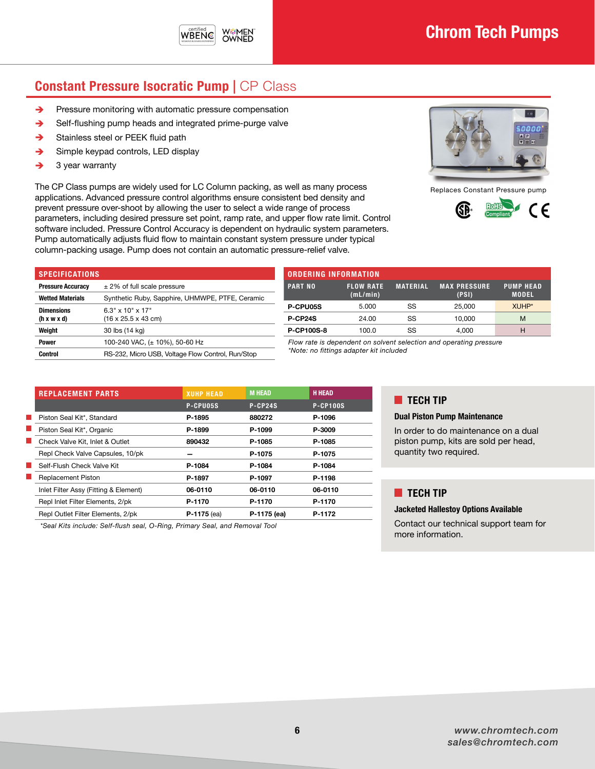# Chrom Tech Pumps

## Constant Pressure Isocratic Pump | CP Class

- Pressure monitoring with automatic pressure compensation
- Self-flushing pump heads and integrated prime-purge valve
- Stainless steel or PEEK fluid path
- Simple keypad controls, LED display
- 3 year warranty

The CP Class pumps are widely used for LC Column packing, as well as many process applications. Advanced pressure control algorithms ensure consistent bed density and prevent pressure over-shoot by allowing the user to select a wide range of process parameters, including desired pressure set point, ramp rate, and upper flow rate limit. Control software included. Pressure Control Accuracy is dependent on hydraulic system parameters. Pump automatically adjusts fluid flow to maintain constant system pressure under typical column-packing usage. Pump does not contain an automatic pressure-relief valve.

Replaces Constant Pressure pump

### SPECIFICATIONS

| | |
|---|---|
| **Pressure Accuracy** | ± 2% of full scale pressure |
| **Wetted Materials** | Synthetic Ruby, Sapphire, UHMWPE, PTFE, Ceramic |
| **Dimensions (h x w x d)** | 6.3" x 10" x 17" (16 x 25.5 x 43 cm) |
| **Weight** | 30 lbs (14 kg) |
| **Power** | 100-240 VAC, (± 10%), 50-60 Hz |
| **Control** | RS-232, Micro USB, Voltage Flow Control, Run/Stop |

### ORDERING INFORMATION

| PART NO | FLOW RATE (mL/min) | MATERIAL | MAX PRESSURE (PSI) | PUMP HEAD MODEL |
|---|---|---|---|---|
| **P-CPU05S** | 5.000 | SS | 25,000 | XUHP* |
| **P-CP24S** | 24.00 | SS | 10,000 | M |
| **P-CP100S-8** | 100.0 | SS | 4,000 | H |

*Flow rate is dependent on solvent selection and operating pressure*
*\*Note: no fittings adapter kit included*

### REPLACEMENT PARTS

| REPLACEMENT PARTS | XUHP HEAD | M HEAD | H HEAD |
|---|---|---|---|
| | P-CPU05S | P-CP24S | P-CP100S |
| Piston Seal Kit*, Standard | **P-1895** | **880272** | **P-1096** |
| Piston Seal Kit*, Organic | **P-1899** | **P-1099** | **P-3009** |
| Check Valve Kit, Inlet & Outlet | **890432** | **P-1085** | **P-1085** |
| Repl Check Valve Capsules, 10/pk | — | **P-1075** | **P-1075** |
| Self-Flush Check Valve Kit | **P-1084** | **P-1084** | **P-1084** |
| Replacement Piston | **P-1897** | **P-1097** | **P-1198** |
| Inlet Filter Assy (Fitting & Element) | **06-0110** | **06-0110** | **06-0110** |
| Repl Inlet Filter Elements, 2/pk | **P-1170** | **P-1170** | **P-1170** |
| Repl Outlet Filter Elements, 2/pk | **P-1175** (ea) | **P-1175 (ea)** | **P-1172** |

*\*Seal Kits include: Self-flush seal, O-Ring, Primary Seal, and Removal Tool*

### TECH TIP

**Dual Piston Pump Maintenance**

In order to do maintenance on a dual piston pump, kits are sold per head, quantity two required.

### TECH TIP

**Jacketed Hallestoy Options Available**

Contact our technical support team for more information.

*www.chromtech.com*
*sales@chromtech.com*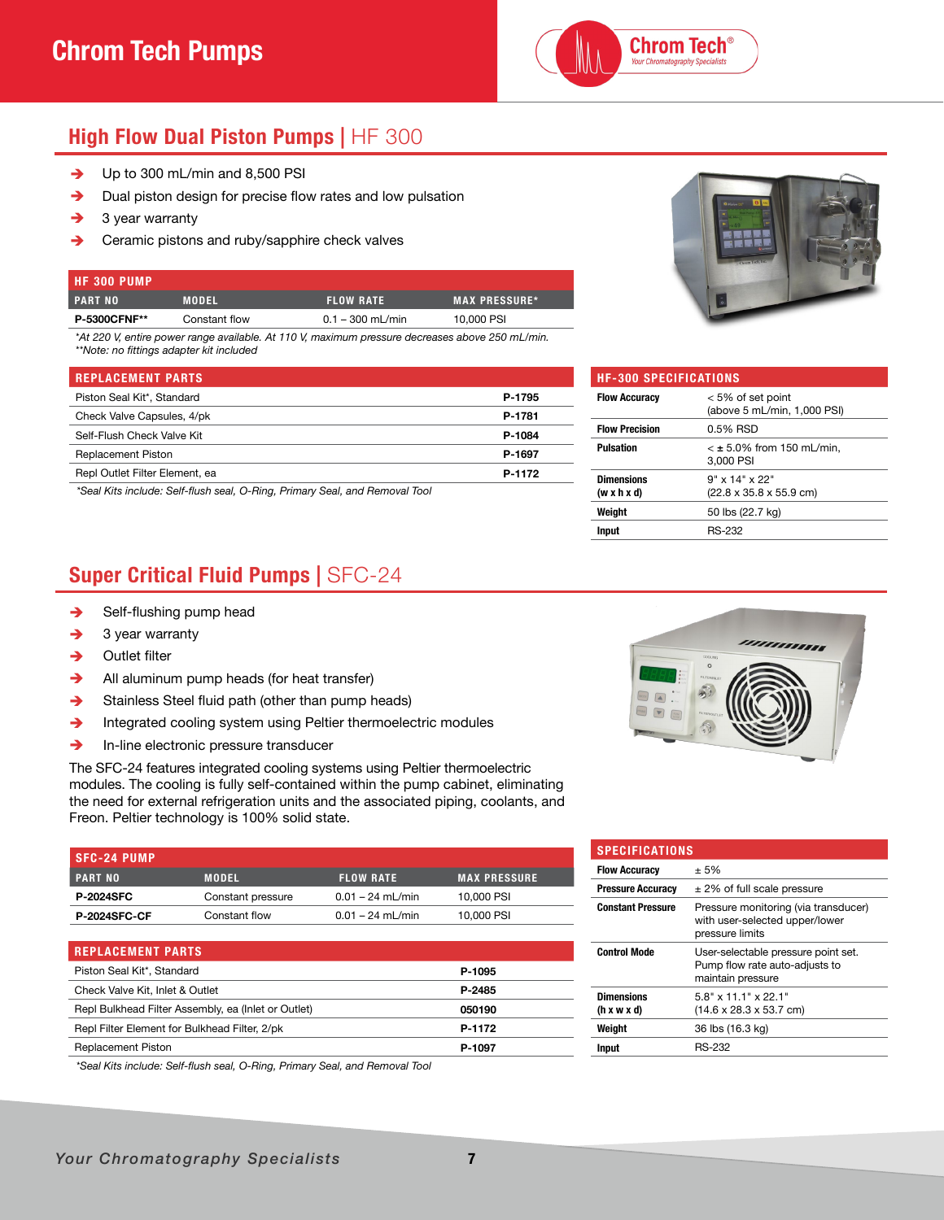# Chrom Tech Pumps

## High Flow Dual Piston Pumps | HF 300

- Up to 300 mL/min and 8,500 PSI
- Dual piston design for precise flow rates and low pulsation
- 3 year warranty
- Ceramic pistons and ruby/sapphire check valves

**HF 300 PUMP**

| PART NO | MODEL | FLOW RATE | MAX PRESSURE* |
|---|---|---|---|
| **P-5300CFNF**** | Constant flow | 0.1 – 300 mL/min | 10,000 PSI |

*At 220 V, entire power range available. At 110 V, maximum pressure decreases above 250 mL/min.
**Note: no fittings adapter kit included

**REPLACEMENT PARTS**

| | |
|---|---|
| Piston Seal Kit*, Standard | **P-1795** |
| Check Valve Capsules, 4/pk | **P-1781** |
| Self-Flush Check Valve Kit | **P-1084** |
| Replacement Piston | **P-1697** |
| Repl Outlet Filter Element, ea | **P-1172** |

*Seal Kits include: Self-flush seal, O-Ring, Primary Seal, and Removal Tool

**HF-300 SPECIFICATIONS**

| | |
|---|---|
| **Flow Accuracy** | < 5% of set point (above 5 mL/min, 1,000 PSI) |
| **Flow Precision** | 0.5% RSD |
| **Pulsation** | < ± 5.0% from 150 mL/min, 3,000 PSI |
| **Dimensions (w x h x d)** | 9" x 14" x 22" (22.8 x 35.8 x 55.9 cm) |
| **Weight** | 50 lbs (22.7 kg) |
| **Input** | RS-232 |

## Super Critical Fluid Pumps | SFC-24

- Self-flushing pump head
- 3 year warranty
- Outlet filter
- All aluminum pump heads (for heat transfer)
- Stainless Steel fluid path (other than pump heads)
- Integrated cooling system using Peltier thermoelectric modules
- In-line electronic pressure transducer

The SFC-24 features integrated cooling systems using Peltier thermoelectric modules. The cooling is fully self-contained within the pump cabinet, eliminating the need for external refrigeration units and the associated piping, coolants, and Freon. Peltier technology is 100% solid state.

**SFC-24 PUMP**

| PART NO | MODEL | FLOW RATE | MAX PRESSURE |
|---|---|---|---|
| **P-2024SFC** | Constant pressure | 0.01 – 24 mL/min | 10,000 PSI |
| **P-2024SFC-CF** | Constant flow | 0.01 – 24 mL/min | 10,000 PSI |

**REPLACEMENT PARTS**

| | |
|---|---|
| Piston Seal Kit*, Standard | **P-1095** |
| Check Valve Kit, Inlet & Outlet | **P-2485** |
| Repl Bulkhead Filter Assembly, ea (Inlet or Outlet) | **050190** |
| Repl Filter Element for Bulkhead Filter, 2/pk | **P-1172** |
| Replacement Piston | **P-1097** |

*Seal Kits include: Self-flush seal, O-Ring, Primary Seal, and Removal Tool

**SPECIFICATIONS**

| | |
|---|---|
| **Flow Accuracy** | ± 5% |
| **Pressure Accuracy** | ± 2% of full scale pressure |
| **Constant Pressure** | Pressure monitoring (via transducer) with user-selected upper/lower pressure limits |
| **Control Mode** | User-selectable pressure point set. Pump flow rate auto-adjusts to maintain pressure |
| **Dimensions (h x w x d)** | 5.8" x 11.1" x 22.1" (14.6 x 28.3 x 53.7 cm) |
| **Weight** | 36 lbs (16.3 kg) |
| **Input** | RS-232 |